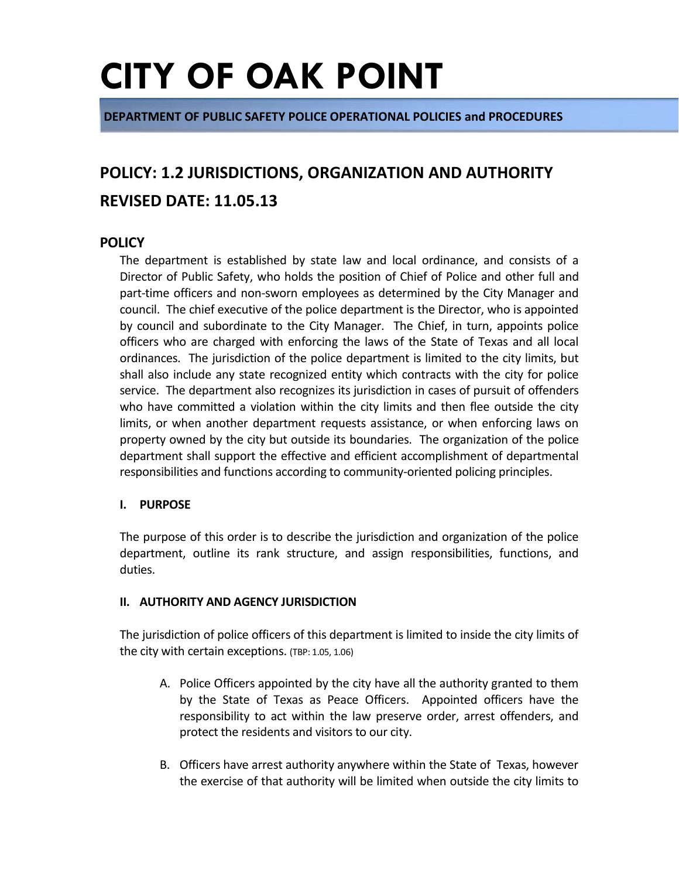# CITY OF OAK POINT

**DEPARTMENT OF PUBLIC SAFETY POLICE OPERATIONAL POLICIES and PROCEDURES**

## POLICY: 1.2 JURISDICTIONS, ORGANIZATION AND AUTHORITY

## REVISED DATE: 11.05.13

### POLICY

The department is established by state law and local ordinance, and consists of a Director of Public Safety, who holds the position of Chief of Police and other full and part-time officers and non-sworn employees as determined by the City Manager and council. The chief executive of the police department is the Director, who is appointed by council and subordinate to the City Manager. The Chief, in turn, appoints police officers who are charged with enforcing the laws of the State of Texas and all local ordinances. The jurisdiction of the police department is limited to the city limits, but shall also include any state recognized entity which contracts with the city for police service. The department also recognizes its jurisdiction in cases of pursuit of offenders who have committed a violation within the city limits and then flee outside the city limits, or when another department requests assistance, or when enforcing laws on property owned by the city but outside its boundaries. The organization of the police department shall support the effective and efficient accomplishment of departmental responsibilities and functions according to community-oriented policing principles.

#### I. PURPOSE

The purpose of this order is to describe the jurisdiction and organization of the police department, outline its rank structure, and assign responsibilities, functions, and duties.

#### II. AUTHORITY AND AGENCY JURISDICTION

The jurisdiction of police officers of this department is limited to inside the city limits of the city with certain exceptions. (TBP: 1.05, 1.06)

A. Police Officers appointed by the city have all the authority granted to them by the State of Texas as Peace Officers. Appointed officers have the responsibility to act within the law preserve order, arrest offenders, and protect the residents and visitors to our city.

B. Officers have arrest authority anywhere within the State of Texas, however the exercise of that authority will be limited when outside the city limits to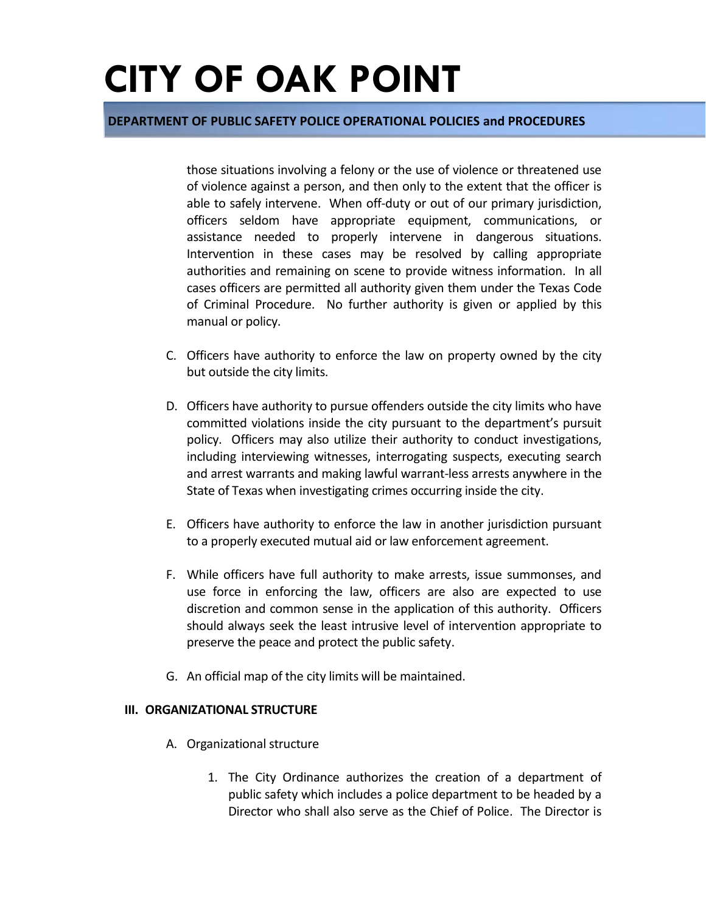those situations involving a felony or the use of violence or threatened use of violence against a person, and then only to the extent that the officer is able to safely intervene. When off-duty or out of our primary jurisdiction, officers seldom have appropriate equipment, communications, or assistance needed to properly intervene in dangerous situations. Intervention in these cases may be resolved by calling appropriate authorities and remaining on scene to provide witness information. In all cases officers are permitted all authority given them under the Texas Code of Criminal Procedure. No further authority is given or applied by this manual or policy.

C. Officers have authority to enforce the law on property owned by the city but outside the city limits.

D. Officers have authority to pursue offenders outside the city limits who have committed violations inside the city pursuant to the department's pursuit policy. Officers may also utilize their authority to conduct investigations, including interviewing witnesses, interrogating suspects, executing search and arrest warrants and making lawful warrant-less arrests anywhere in the State of Texas when investigating crimes occurring inside the city.

E. Officers have authority to enforce the law in another jurisdiction pursuant to a properly executed mutual aid or law enforcement agreement.

F. While officers have full authority to make arrests, issue summonses, and use force in enforcing the law, officers are also are expected to use discretion and common sense in the application of this authority. Officers should always seek the least intrusive level of intervention appropriate to preserve the peace and protect the public safety.

G. An official map of the city limits will be maintained.

## III. ORGANIZATIONAL STRUCTURE

A. Organizational structure

1. The City Ordinance authorizes the creation of a department of public safety which includes a police department to be headed by a Director who shall also serve as the Chief of Police. The Director is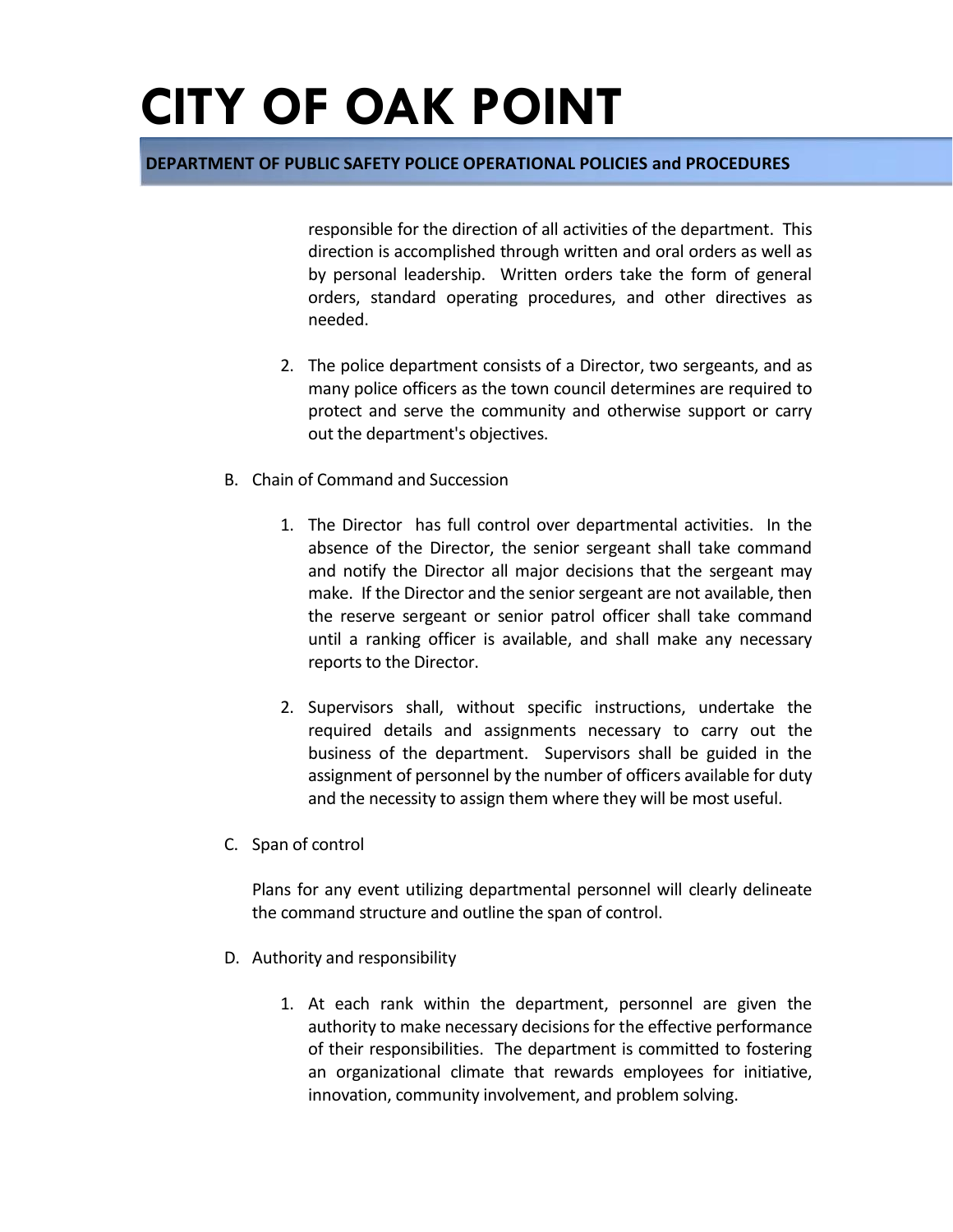responsible for the direction of all activities of the department. This direction is accomplished through written and oral orders as well as by personal leadership. Written orders take the form of general orders, standard operating procedures, and other directives as needed.

2. The police department consists of a Director, two sergeants, and as many police officers as the town council determines are required to protect and serve the community and otherwise support or carry out the department's objectives.

B. Chain of Command and Succession

1. The Director has full control over departmental activities. In the absence of the Director, the senior sergeant shall take command and notify the Director all major decisions that the sergeant may make. If the Director and the senior sergeant are not available, then the reserve sergeant or senior patrol officer shall take command until a ranking officer is available, and shall make any necessary reports to the Director.

2. Supervisors shall, without specific instructions, undertake the required details and assignments necessary to carry out the business of the department. Supervisors shall be guided in the assignment of personnel by the number of officers available for duty and the necessity to assign them where they will be most useful.

C. Span of control

Plans for any event utilizing departmental personnel will clearly delineate the command structure and outline the span of control.

D. Authority and responsibility

1. At each rank within the department, personnel are given the authority to make necessary decisions for the effective performance of their responsibilities. The department is committed to fostering an organizational climate that rewards employees for initiative, innovation, community involvement, and problem solving.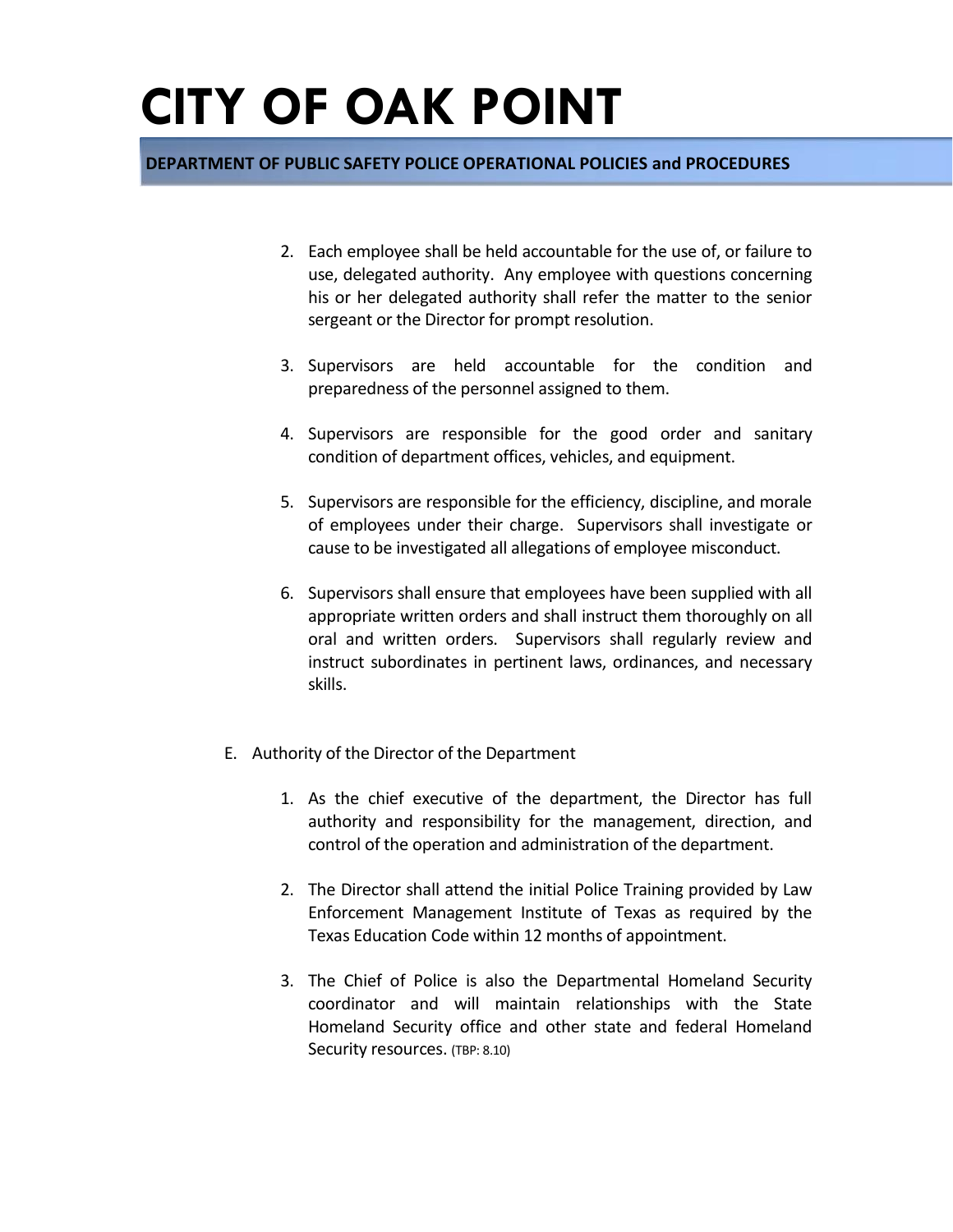2. Each employee shall be held accountable for the use of, or failure to use, delegated authority. Any employee with questions concerning his or her delegated authority shall refer the matter to the senior sergeant or the Director for prompt resolution.

3. Supervisors are held accountable for the condition and preparedness of the personnel assigned to them.

4. Supervisors are responsible for the good order and sanitary condition of department offices, vehicles, and equipment.

5. Supervisors are responsible for the efficiency, discipline, and morale of employees under their charge. Supervisors shall investigate or cause to be investigated all allegations of employee misconduct.

6. Supervisors shall ensure that employees have been supplied with all appropriate written orders and shall instruct them thoroughly on all oral and written orders. Supervisors shall regularly review and instruct subordinates in pertinent laws, ordinances, and necessary skills.

E. Authority of the Director of the Department

1. As the chief executive of the department, the Director has full authority and responsibility for the management, direction, and control of the operation and administration of the department.

2. The Director shall attend the initial Police Training provided by Law Enforcement Management Institute of Texas as required by the Texas Education Code within 12 months of appointment.

3. The Chief of Police is also the Departmental Homeland Security coordinator and will maintain relationships with the State Homeland Security office and other state and federal Homeland Security resources. (TBP: 8.10)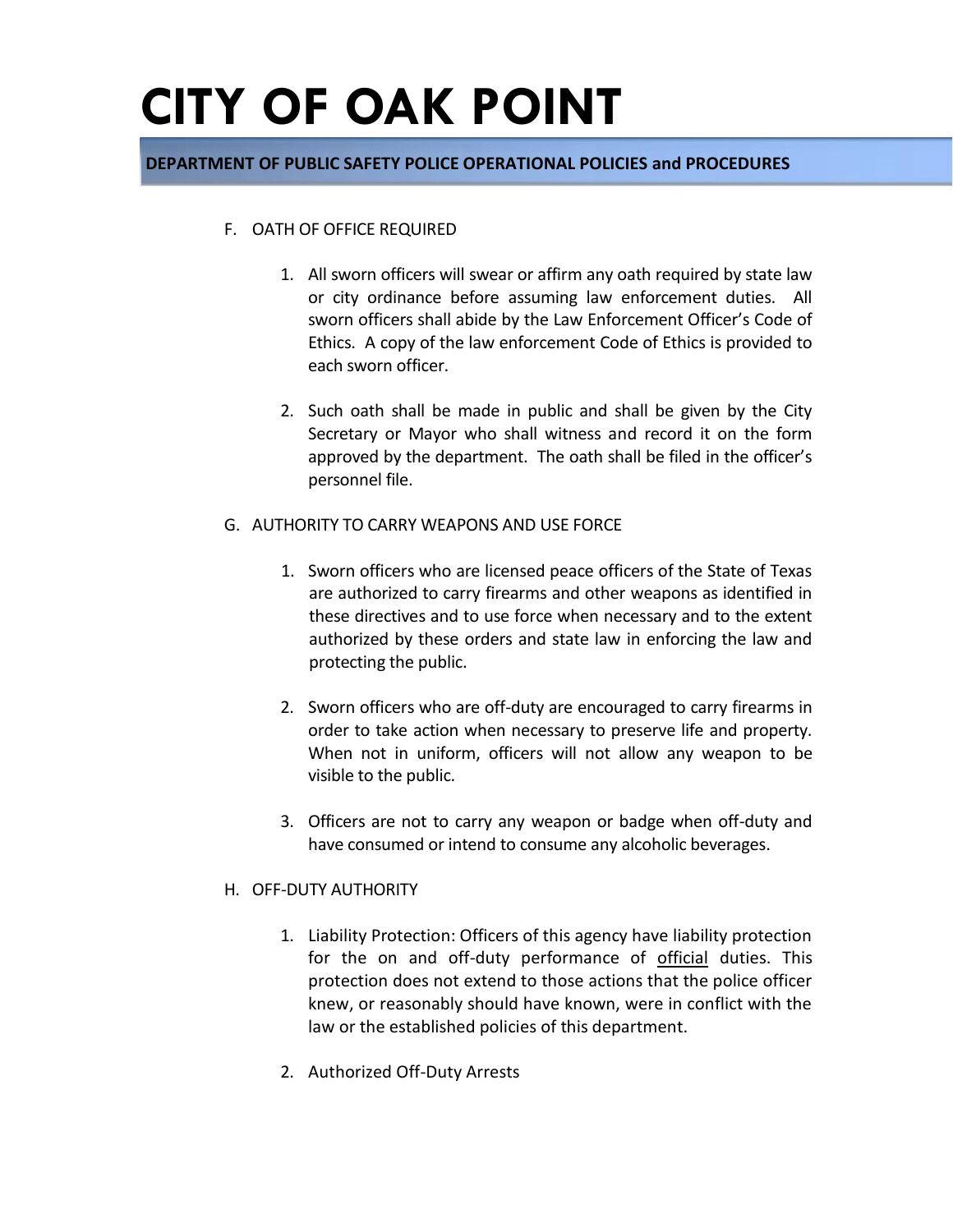F. OATH OF OFFICE REQUIRED

1. All sworn officers will swear or affirm any oath required by state law or city ordinance before assuming law enforcement duties. All sworn officers shall abide by the Law Enforcement Officer's Code of Ethics. A copy of the law enforcement Code of Ethics is provided to each sworn officer.

2. Such oath shall be made in public and shall be given by the City Secretary or Mayor who shall witness and record it on the form approved by the department. The oath shall be filed in the officer's personnel file.

G. AUTHORITY TO CARRY WEAPONS AND USE FORCE

1. Sworn officers who are licensed peace officers of the State of Texas are authorized to carry firearms and other weapons as identified in these directives and to use force when necessary and to the extent authorized by these orders and state law in enforcing the law and protecting the public.

2. Sworn officers who are off-duty are encouraged to carry firearms in order to take action when necessary to preserve life and property. When not in uniform, officers will not allow any weapon to be visible to the public.

3. Officers are not to carry any weapon or badge when off-duty and have consumed or intend to consume any alcoholic beverages.

H. OFF-DUTY AUTHORITY

1. Liability Protection: Officers of this agency have liability protection for the on and off-duty performance of <u>official</u> duties. This protection does not extend to those actions that the police officer knew, or reasonably should have known, were in conflict with the law or the established policies of this department.

2. Authorized Off-Duty Arrests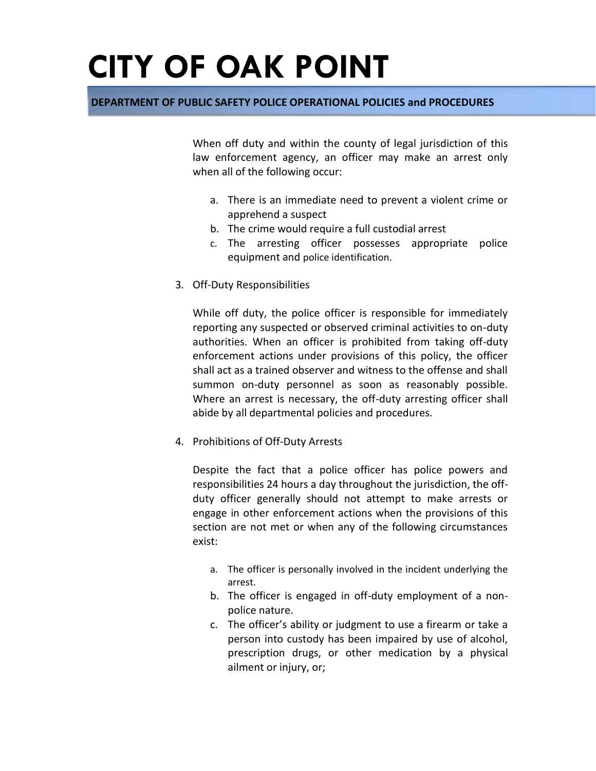When off duty and within the county of legal jurisdiction of this law enforcement agency, an officer may make an arrest only when all of the following occur:

a. There is an immediate need to prevent a violent crime or apprehend a suspect
b. The crime would require a full custodial arrest
c. The arresting officer possesses appropriate police equipment and police identification.

3. Off-Duty Responsibilities

While off duty, the police officer is responsible for immediately reporting any suspected or observed criminal activities to on-duty authorities. When an officer is prohibited from taking off-duty enforcement actions under provisions of this policy, the officer shall act as a trained observer and witness to the offense and shall summon on-duty personnel as soon as reasonably possible. Where an arrest is necessary, the off-duty arresting officer shall abide by all departmental policies and procedures.

4. Prohibitions of Off-Duty Arrests

Despite the fact that a police officer has police powers and responsibilities 24 hours a day throughout the jurisdiction, the off-duty officer generally should not attempt to make arrests or engage in other enforcement actions when the provisions of this section are not met or when any of the following circumstances exist:

a. The officer is personally involved in the incident underlying the arrest.
b. The officer is engaged in off-duty employment of a non-police nature.
c. The officer's ability or judgment to use a firearm or take a person into custody has been impaired by use of alcohol, prescription drugs, or other medication by a physical ailment or injury, or;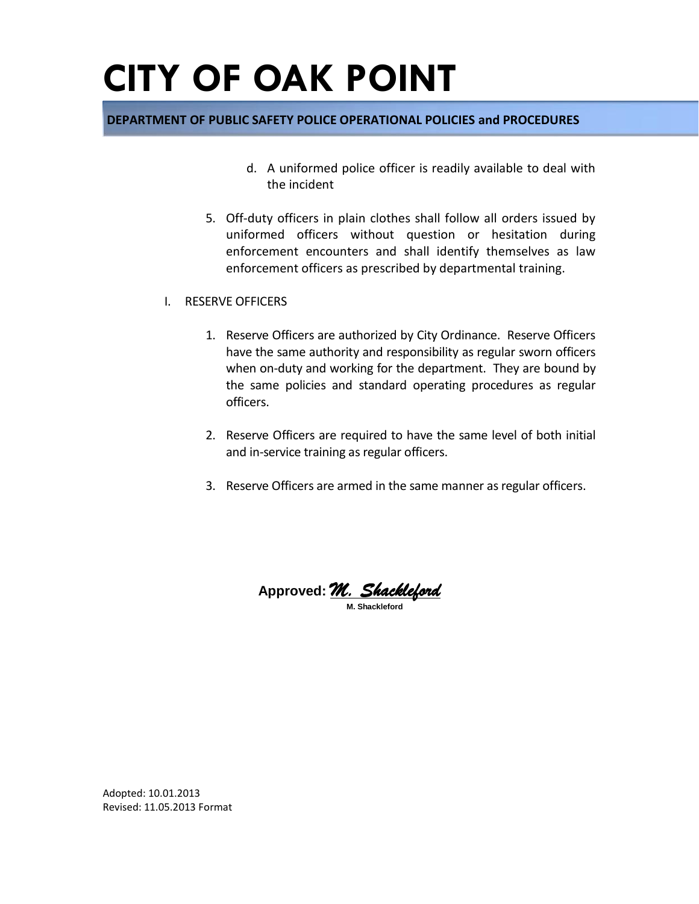d. A uniformed police officer is readily available to deal with the incident

5. Off-duty officers in plain clothes shall follow all orders issued by uniformed officers without question or hesitation during enforcement encounters and shall identify themselves as law enforcement officers as prescribed by departmental training.

I. RESERVE OFFICERS

1. Reserve Officers are authorized by City Ordinance. Reserve Officers have the same authority and responsibility as regular sworn officers when on-duty and working for the department. They are bound by the same policies and standard operating procedures as regular officers.

2. Reserve Officers are required to have the same level of both initial and in-service training as regular officers.

3. Reserve Officers are armed in the same manner as regular officers.

**Approved:** *M. Shackleford*
M. Shackleford

Adopted: 10.01.2013
Revised: 11.05.2013 Format